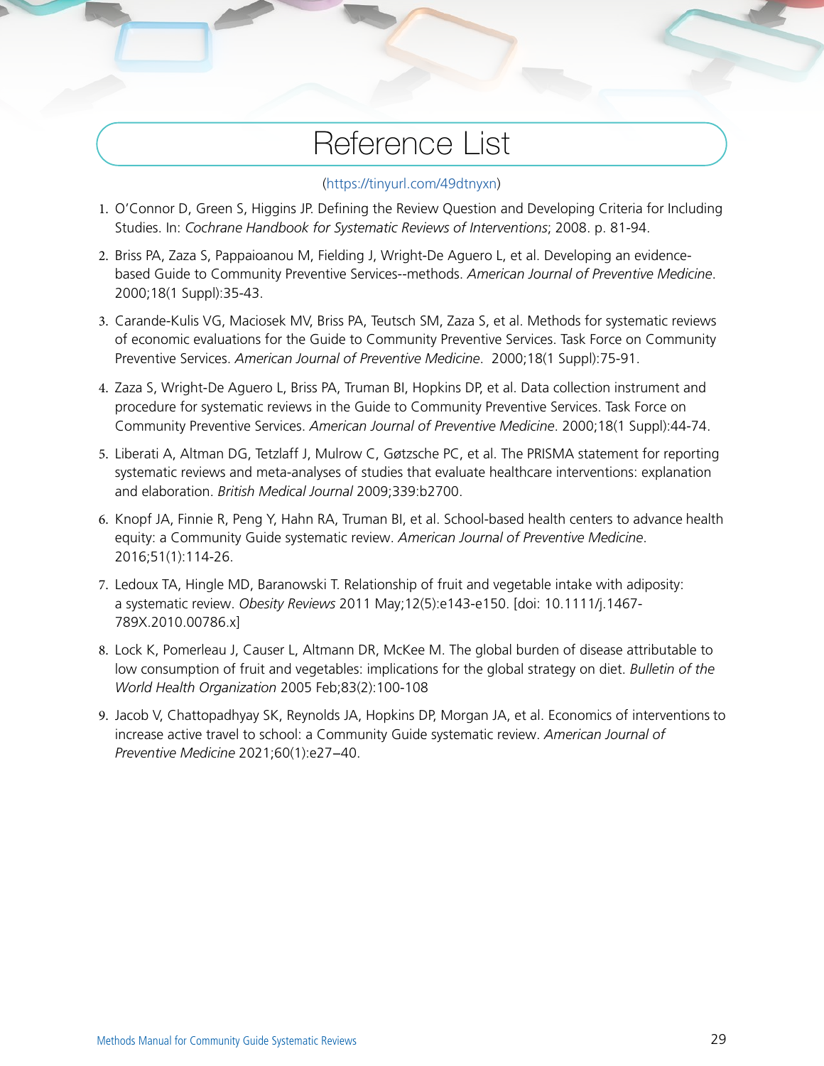# Reference List

(https://tinyurl.com/49dtnyxn)

1. O'Connor D, Green S, Higgins JP. Defining the Review Question and Developing Criteria for Including Studies. In: *Cochrane Handbook for Systematic Reviews of Interventions*; 2008. p. 81-94.

2. Briss PA, Zaza S, Pappaioanou M, Fielding J, Wright-De Aguero L, et al. Developing an evidence-based Guide to Community Preventive Services--methods. *American Journal of Preventive Medicine*. 2000;18(1 Suppl):35-43.

3. Carande-Kulis VG, Maciosek MV, Briss PA, Teutsch SM, Zaza S, et al. Methods for systematic reviews of economic evaluations for the Guide to Community Preventive Services. Task Force on Community Preventive Services. *American Journal of Preventive Medicine*. 2000;18(1 Suppl):75-91.

4. Zaza S, Wright-De Aguero L, Briss PA, Truman BI, Hopkins DP, et al. Data collection instrument and procedure for systematic reviews in the Guide to Community Preventive Services. Task Force on Community Preventive Services. *American Journal of Preventive Medicine*. 2000;18(1 Suppl):44-74.

5. Liberati A, Altman DG, Tetzlaff J, Mulrow C, Gøtzsche PC, et al. The PRISMA statement for reporting systematic reviews and meta-analyses of studies that evaluate healthcare interventions: explanation and elaboration. *British Medical Journal* 2009;339:b2700.

6. Knopf JA, Finnie R, Peng Y, Hahn RA, Truman BI, et al. School-based health centers to advance health equity: a Community Guide systematic review. *American Journal of Preventive Medicine*. 2016;51(1):114-26.

7. Ledoux TA, Hingle MD, Baranowski T. Relationship of fruit and vegetable intake with adiposity: a systematic review. *Obesity Reviews* 2011 May;12(5):e143-e150. [doi: 10.1111/j.1467-789X.2010.00786.x]

8. Lock K, Pomerleau J, Causer L, Altmann DR, McKee M. The global burden of disease attributable to low consumption of fruit and vegetables: implications for the global strategy on diet. *Bulletin of the World Health Organization* 2005 Feb;83(2):100-108

9. Jacob V, Chattopadhyay SK, Reynolds JA, Hopkins DP, Morgan JA, et al. Economics of interventions to increase active travel to school: a Community Guide systematic review. *American Journal of Preventive Medicine* 2021;60(1):e27–40.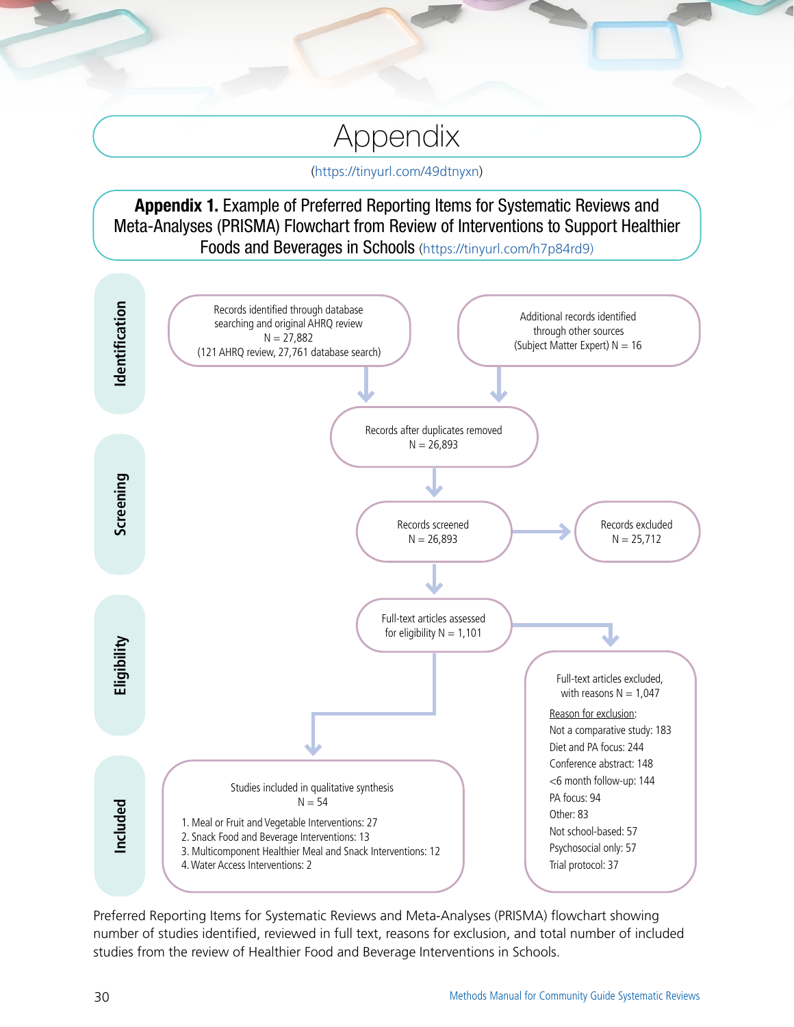# Appendix

(https://tinyurl.com/49dtnyxn)

**Appendix 1.** Example of Preferred Reporting Items for Systematic Reviews and Meta-Analyses (PRISMA) Flowchart from Review of Interventions to Support Healthier Foods and Beverages in Schools (https://tinyurl.com/h7p84rd9)

**Identification**

Records identified through database searching and original AHRQ review
N = 27,882
(121 AHRQ review, 27,761 database search)

Additional records identified through other sources
(Subject Matter Expert) N = 16

Records after duplicates removed
N = 26,893

**Screening**

Records screened
N = 26,893

Records excluded
N = 25,712

**Eligibility**

Full-text articles assessed for eligibility N = 1,101

Full-text articles excluded, with reasons N = 1,047

Reason for exclusion:

- Not a comparative study: 183
- Diet and PA focus: 244
- Conference abstract: 148
- <6 month follow-up: 144
- PA focus: 94
- Other: 83
- Not school-based: 57
- Psychosocial only: 57
- Trial protocol: 37

**Included**

Studies included in qualitative synthesis
N = 54

1. Meal or Fruit and Vegetable Interventions: 27
2. Snack Food and Beverage Interventions: 13
3. Multicomponent Healthier Meal and Snack Interventions: 12
4. Water Access Interventions: 2

Preferred Reporting Items for Systematic Reviews and Meta-Analyses (PRISMA) flowchart showing number of studies identified, reviewed in full text, reasons for exclusion, and total number of included studies from the review of Healthier Food and Beverage Interventions in Schools.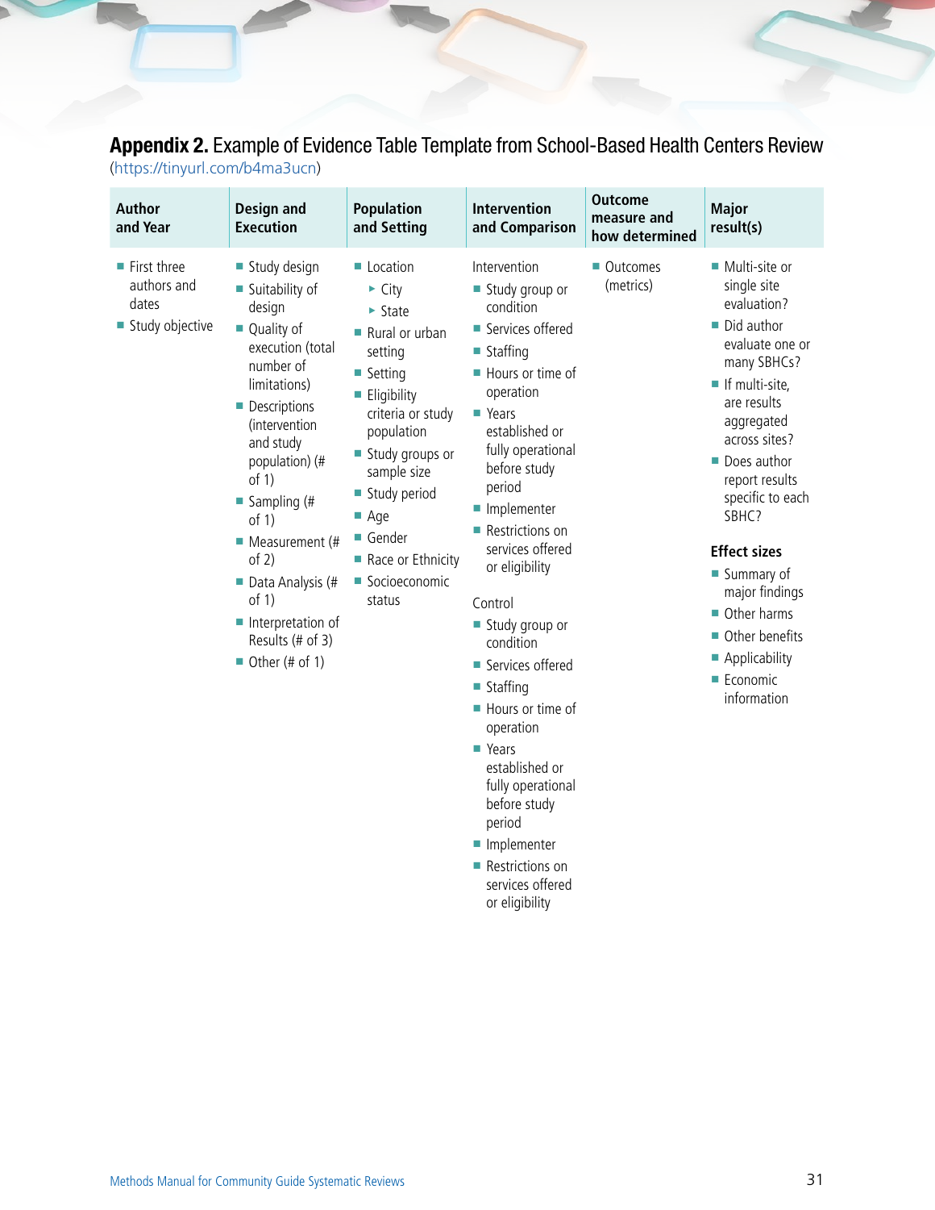**Appendix 2.** Example of Evidence Table Template from School-Based Health Centers Review
(https://tinyurl.com/b4ma3ucn)

| Author and Year | Design and Execution | Population and Setting | Intervention and Comparison | Outcome measure and how determined | Major result(s) |
|---|---|---|---|---|---|
| ■ First three authors and dates<br>■ Study objective | ■ Study design<br>■ Suitability of design<br>■ Quality of execution (total number of limitations)<br>■ Descriptions (intervention and study population) (# of 1)<br>■ Sampling (# of 1)<br>■ Measurement (# of 2)<br>■ Data Analysis (# of 1)<br>■ Interpretation of Results (# of 3)<br>■ Other (# of 1) | ■ Location<br>▸ City<br>▸ State<br>■ Rural or urban setting<br>■ Setting<br>■ Eligibility criteria or study population<br>■ Study groups or sample size<br>■ Study period<br>■ Age<br>■ Gender<br>■ Race or Ethnicity<br>■ Socioeconomic status | Intervention<br>■ Study group or condition<br>■ Services offered<br>■ Staffing<br>■ Hours or time of operation<br>■ Years established or fully operational before study period<br>■ Implementer<br>■ Restrictions on services offered or eligibility<br><br>Control<br>■ Study group or condition<br>■ Services offered<br>■ Staffing<br>■ Hours or time of operation<br>■ Years established or fully operational before study period<br>■ Implementer<br>■ Restrictions on services offered or eligibility | ■ Outcomes (metrics) | ■ Multi-site or single site evaluation?<br>■ Did author evaluate one or many SBHCs?<br>■ If multi-site, are results aggregated across sites?<br>■ Does author report results specific to each SBHC?<br><br>**Effect sizes**<br>■ Summary of major findings<br>■ Other harms<br>■ Other benefits<br>■ Applicability<br>■ Economic information |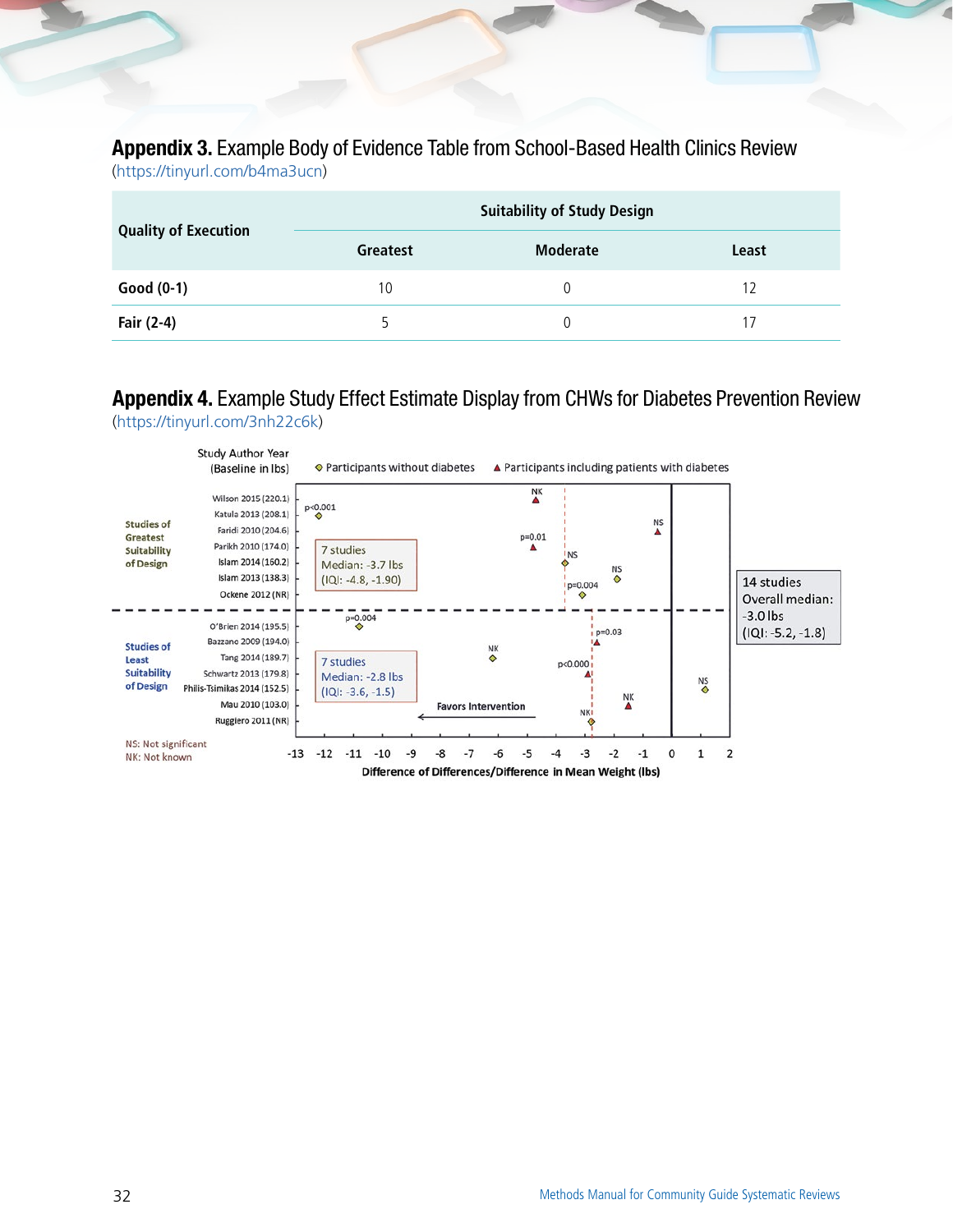## **Appendix 3.** Example Body of Evidence Table from School-Based Health Clinics Review

(https://tinyurl.com/b4ma3ucn)

| Quality of Execution | Suitability of Study Design | | |
|---|---|---|---|
| | Greatest | Moderate | Least |
| **Good (0-1)** | 10 | 0 | 12 |
| **Fair (2-4)** | 5 | 0 | 17 |

## **Appendix 4.** Example Study Effect Estimate Display from CHWs for Diabetes Prevention Review

(https://tinyurl.com/3nh22c6k)

Study Author Year (Baseline in lbs)

◇ Participants without diabetes ▲ Participants including patients with diabetes

**Studies of Greatest Suitability of Design**

- Wilson 2015 (220.1) — NK
- Katula 2013 (208.1) — p<0.001
- Faridi 2010 (204.6) — NS
- Parikh 2010 (174.0) — p=0.01
- Islam 2014 (160.2) — NS
- Islam 2013 (138.3) — NS
- Ockene 2012 (NR) — p=0.004

7 studies
Median: -3.7 lbs
(IQI: -4.8, -1.90)

**Studies of Least Suitability of Design**

- O'Brien 2014 (195.5) — p=0.004
- Bazzano 2009 (194.0) — p=0.03
- Tang 2014 (189.7) — NK
- Schwartz 2013 (179.8) — p<0.000
- Philis-Tsimikas 2014 (152.5) — NS
- Mau 2010 (103.0) — NK
- Ruggiero 2011 (NR) — NK

7 studies
Median: -2.8 lbs
(IQI: -3.6, -1.5)

14 studies
Overall median:
-3.0 lbs
(IQI: -5.2, -1.8)

Favors Intervention

-13 -12 -11 -10 -9 -8 -7 -6 -5 -4 -3 -2 -1 0 1 2

Difference of Differences/Difference in Mean Weight (lbs)

NS: Not significant
NK: Not known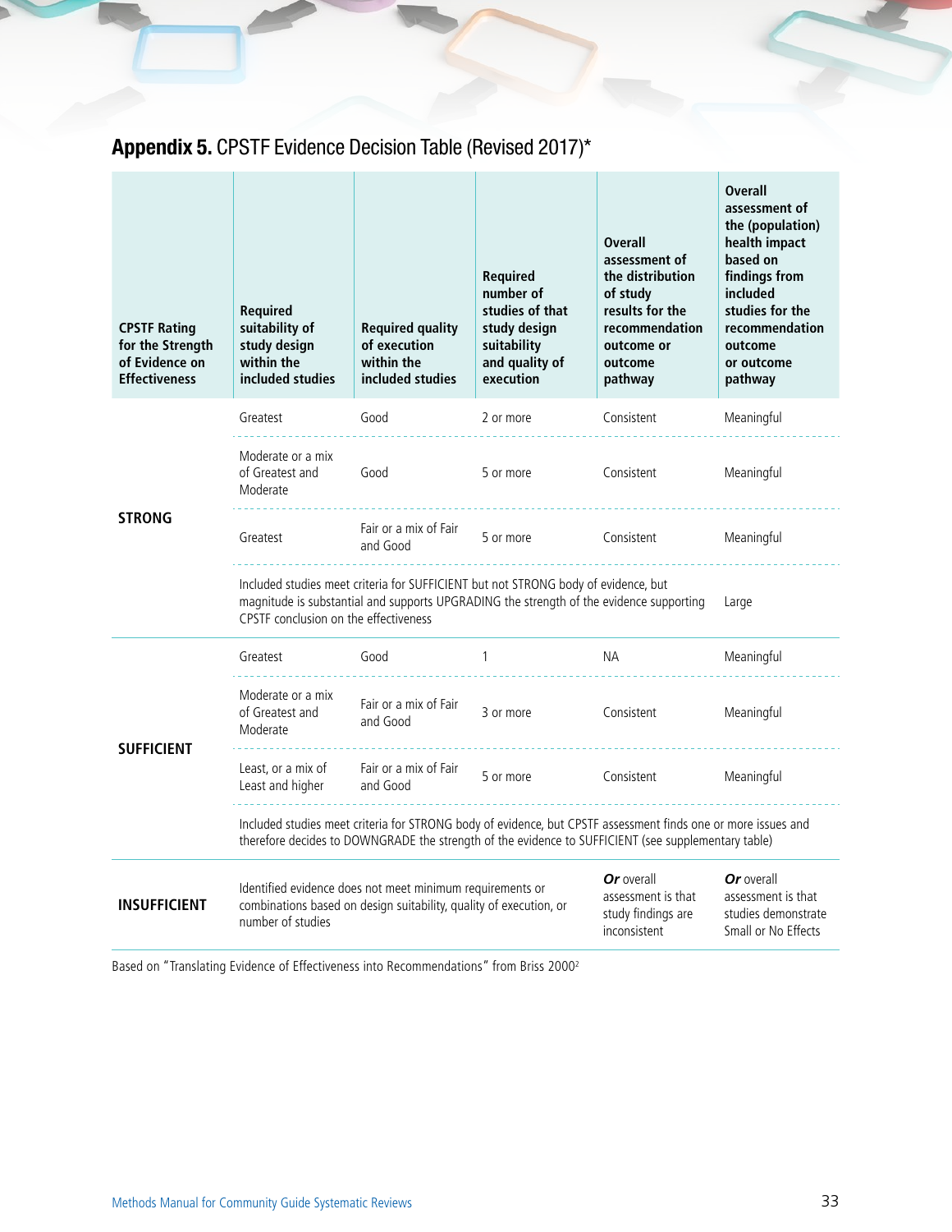## **Appendix 5.** CPSTF Evidence Decision Table (Revised 2017)*

| CPSTF Rating for the Strength of Evidence on Effectiveness | Required suitability of study design within the included studies | Required quality of execution within the included studies | Required number of studies of that study design suitability and quality of execution | Overall assessment of the distribution of study results for the recommendation outcome or outcome pathway | Overall assessment of the (population) health impact based on findings from included studies for the recommendation outcome or outcome pathway |
|---|---|---|---|---|---|
| **STRONG** | Greatest | Good | 2 or more | Consistent | Meaningful |
| | Moderate or a mix of Greatest and Moderate | Good | 5 or more | Consistent | Meaningful |
| | Greatest | Fair or a mix of Fair and Good | 5 or more | Consistent | Meaningful |
| | Included studies meet criteria for SUFFICIENT but not STRONG body of evidence, but magnitude is substantial and supports UPGRADING the strength of the evidence supporting CPSTF conclusion on the effectiveness | | | | Large |
| **SUFFICIENT** | Greatest | Good | 1 | NA | Meaningful |
| | Moderate or a mix of Greatest and Moderate | Fair or a mix of Fair and Good | 3 or more | Consistent | Meaningful |
| | Least, or a mix of Least and higher | Fair or a mix of Fair and Good | 5 or more | Consistent | Meaningful |
| | Included studies meet criteria for STRONG body of evidence, but CPSTF assessment finds one or more issues and therefore decides to DOWNGRADE the strength of the evidence to SUFFICIENT (see supplementary table) | | | | |
| **INSUFFICIENT** | Identified evidence does not meet minimum requirements or combinations based on design suitability, quality of execution, or number of studies | | | ***Or*** overall assessment is that study findings are inconsistent | ***Or*** overall assessment is that studies demonstrate Small or No Effects |

Based on "Translating Evidence of Effectiveness into Recommendations" from Briss 2000[2]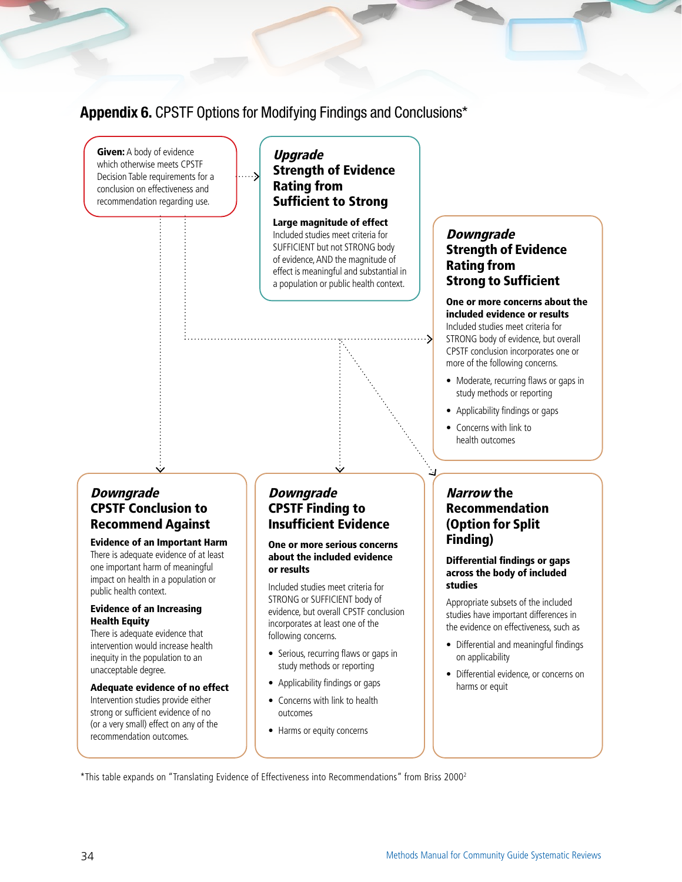## **Appendix 6.** CPSTF Options for Modifying Findings and Conclusions*

**Given:** A body of evidence which otherwise meets CPSTF Decision Table requirements for a conclusion on effectiveness and recommendation regarding use.

### ***Upgrade*** **Strength of Evidence Rating from Sufficient to Strong**

**Large magnitude of effect**
Included studies meet criteria for SUFFICIENT but not STRONG body of evidence, AND the magnitude of effect is meaningful and substantial in a population or public health context.

### ***Downgrade*** **Strength of Evidence Rating from Strong to Sufficient**

**One or more concerns about the included evidence or results**
Included studies meet criteria for STRONG body of evidence, but overall CPSTF conclusion incorporates one or more of the following concerns.

- Moderate, recurring flaws or gaps in study methods or reporting
- Applicability findings or gaps
- Concerns with link to health outcomes

### ***Downgrade*** **CPSTF Conclusion to Recommend Against**

**Evidence of an Important Harm**
There is adequate evidence of at least one important harm of meaningful impact on health in a population or public health context.

**Evidence of an Increasing Health Equity**
There is adequate evidence that intervention would increase health inequity in the population to an unacceptable degree.

**Adequate evidence of no effect**
Intervention studies provide either strong or sufficient evidence of no (or a very small) effect on any of the recommendation outcomes.

### ***Downgrade*** **CPSTF Finding to Insufficient Evidence**

**One or more serious concerns about the included evidence or results**

Included studies meet criteria for STRONG or SUFFICIENT body of evidence, but overall CPSTF conclusion incorporates at least one of the following concerns.

- Serious, recurring flaws or gaps in study methods or reporting
- Applicability findings or gaps
- Concerns with link to health outcomes
- Harms or equity concerns

### ***Narrow*** **the Recommendation (Option for Split Finding)**

**Differential findings or gaps across the body of included studies**

Appropriate subsets of the included studies have important differences in the evidence on effectiveness, such as

- Differential and meaningful findings on applicability
- Differential evidence, or concerns on harms or equit

*This table expands on "Translating Evidence of Effectiveness into Recommendations" from Briss 2000[2]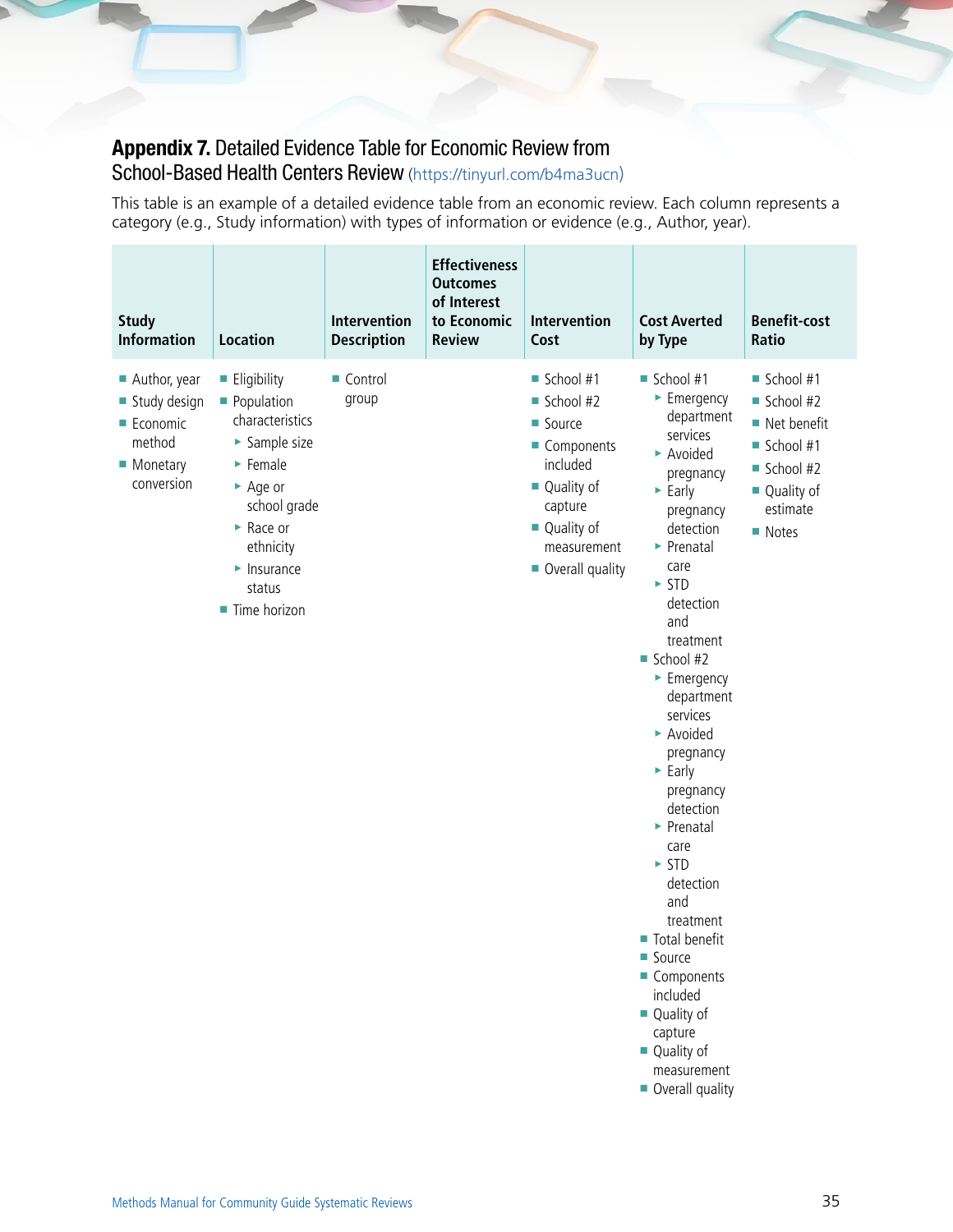## **Appendix 7.** Detailed Evidence Table for Economic Review from School-Based Health Centers Review (https://tinyurl.com/b4ma3ucn)

This table is an example of a detailed evidence table from an economic review. Each column represents a category (e.g., Study information) with types of information or evidence (e.g., Author, year).

| Study Information | Location | Intervention Description | Effectiveness Outcomes of Interest to Economic Review | Intervention Cost | Cost Averted by Type | Benefit-cost Ratio |
|---|---|---|---|---|---|---|
| ■ Author, year<br>■ Study design<br>■ Economic method<br>■ Monetary conversion | ■ Eligibility<br>■ Population characteristics<br>‣ Sample size<br>‣ Female<br>‣ Age or school grade<br>‣ Race or ethnicity<br>‣ Insurance status<br>■ Time horizon | ■ Control group | | ■ School #1<br>■ School #2<br>■ Source<br>■ Components included<br>■ Quality of capture<br>■ Quality of measurement<br>■ Overall quality | ■ School #1<br>‣ Emergency department services<br>‣ Avoided pregnancy<br>‣ Early pregnancy detection<br>‣ Prenatal care<br>‣ STD detection and treatment<br>■ School #2<br>‣ Emergency department services<br>‣ Avoided pregnancy<br>‣ Early pregnancy detection<br>‣ Prenatal care<br>‣ STD detection and treatment<br>■ Total benefit<br>■ Source<br>■ Components included<br>■ Quality of capture<br>■ Quality of measurement<br>■ Overall quality | ■ School #1<br>■ School #2<br>■ Net benefit<br>■ School #1<br>■ School #2<br>■ Quality of estimate<br>■ Notes |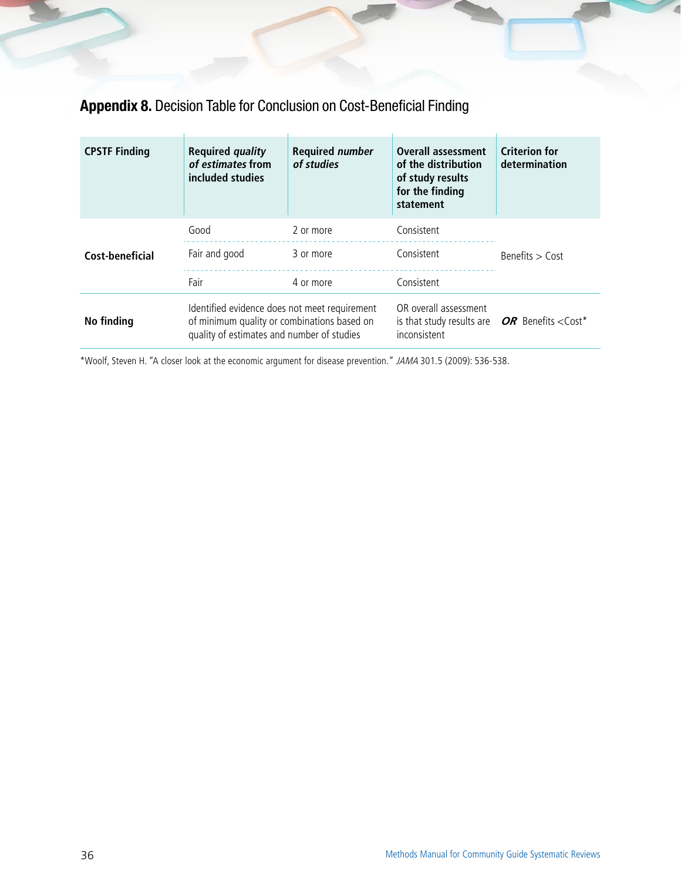## **Appendix 8.** Decision Table for Conclusion on Cost-Beneficial Finding

| CPSTF Finding | Required *quality of estimates* from included studies | Required *number of studies* | Overall assessment of the distribution of study results for the finding statement | Criterion for determination |
|---|---|---|---|---|
| **Cost-beneficial** | Good | 2 or more | Consistent | Benefits > Cost |
| | Fair and good | 3 or more | Consistent | |
| | Fair | 4 or more | Consistent | |
| **No finding** | Identified evidence does not meet requirement of minimum quality or combinations based on quality of estimates and number of studies | | OR overall assessment is that study results are inconsistent | ***OR*** Benefits <Cost* |

*Woolf, Steven H. "A closer look at the economic argument for disease prevention." *JAMA* 301.5 (2009): 536-538.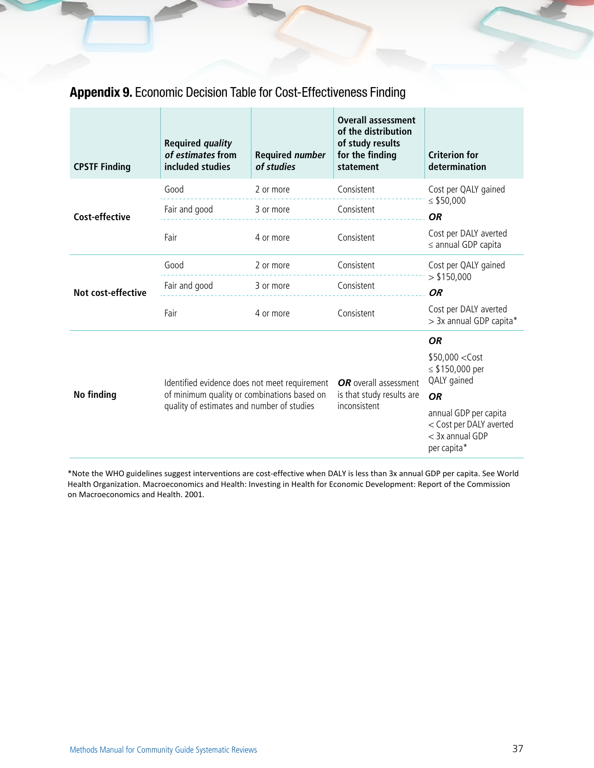## **Appendix 9.** Economic Decision Table for Cost-Effectiveness Finding

| CPSTF Finding | Required *quality of estimates* from included studies | Required *number of studies* | Overall assessment of the distribution of study results for the finding statement | Criterion for determination |
|---|---|---|---|---|
| **Cost-effective** | Good | 2 or more | Consistent | Cost per QALY gained ≤ $50,000 |
| | Fair and good | 3 or more | Consistent | ***OR*** |
| | Fair | 4 or more | Consistent | Cost per DALY averted ≤ annual GDP capita |
| **Not cost-effective** | Good | 2 or more | Consistent | Cost per QALY gained > $150,000 |
| | Fair and good | 3 or more | Consistent | ***OR*** |
| | Fair | 4 or more | Consistent | Cost per DALY averted > 3x annual GDP capita* |
| **No finding** | Identified evidence does not meet requirement of minimum quality or combinations based on quality of estimates and number of studies | | ***OR*** overall assessment is that study results are inconsistent | ***OR*** $50,000 <Cost ≤ $150,000 per QALY gained ***OR*** annual GDP per capita < Cost per DALY averted < 3x annual GDP per capita* |

*Note the WHO guidelines suggest interventions are cost-effective when DALY is less than 3x annual GDP per capita. See World Health Organization. Macroeconomics and Health: Investing in Health for Economic Development: Report of the Commission on Macroeconomics and Health. 2001.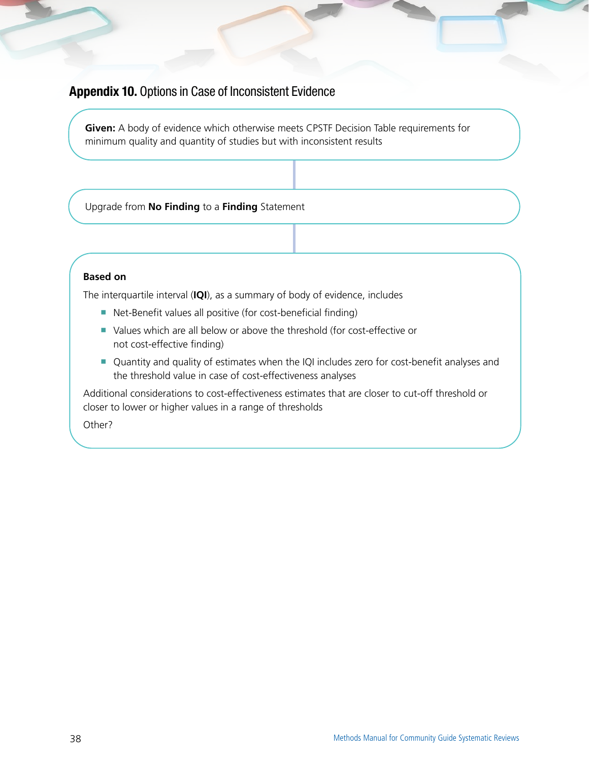## **Appendix 10.** Options in Case of Inconsistent Evidence

**Given:** A body of evidence which otherwise meets CPSTF Decision Table requirements for minimum quality and quantity of studies but with inconsistent results

Upgrade from **No Finding** to a **Finding** Statement

**Based on**

The interquartile interval (**IQI**), as a summary of body of evidence, includes

- Net-Benefit values all positive (for cost-beneficial finding)
- Values which are all below or above the threshold (for cost-effective or not cost-effective finding)
- Quantity and quality of estimates when the IQI includes zero for cost-benefit analyses and the threshold value in case of cost-effectiveness analyses

Additional considerations to cost-effectiveness estimates that are closer to cut-off threshold or closer to lower or higher values in a range of thresholds

Other?